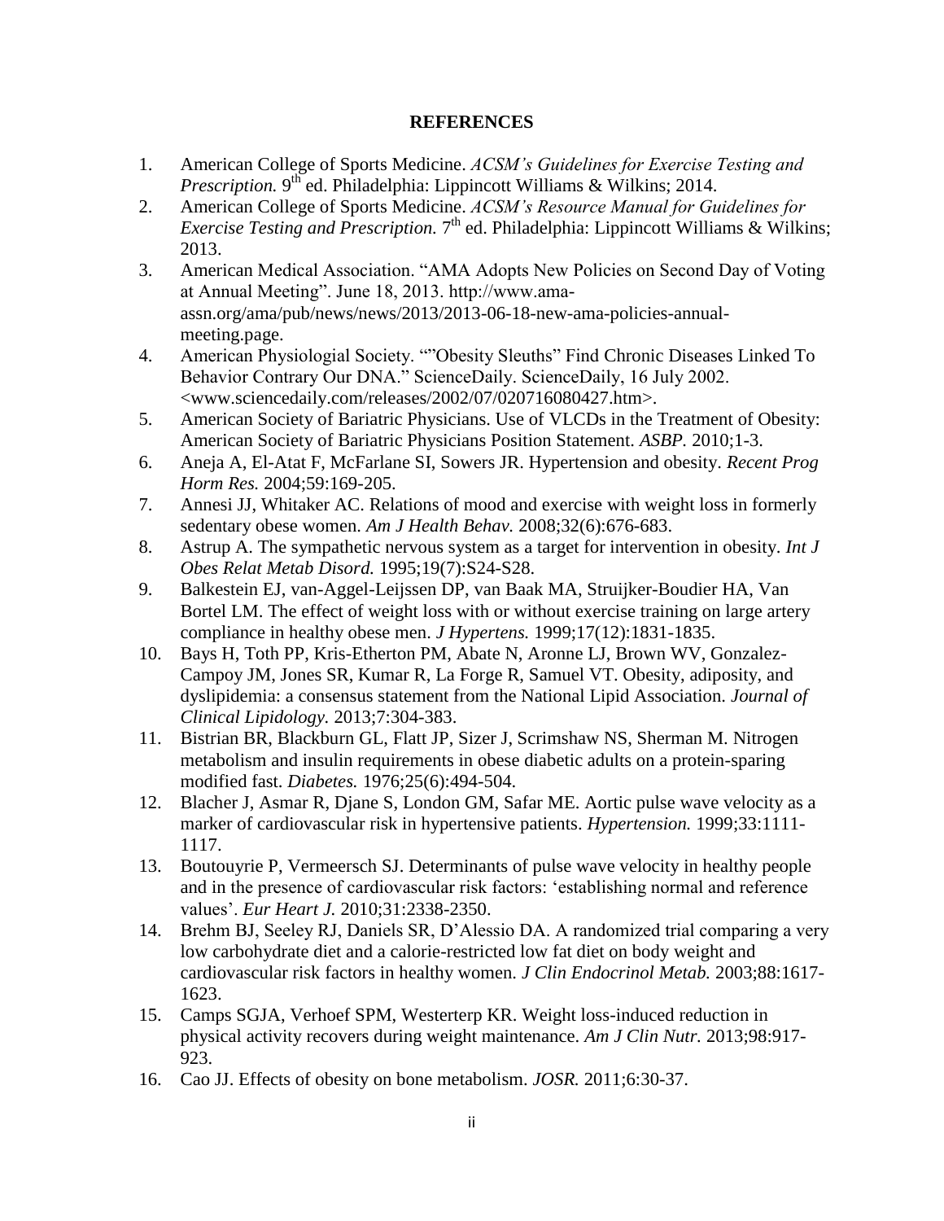## REFERENCES

1. American College of Sports Medicine. *ACSM's Guidelines for Exercise Testing and Prescription.* 9th ed. Philadelphia: Lippincott Williams & Wilkins; 2014.
2. American College of Sports Medicine. *ACSM's Resource Manual for Guidelines for Exercise Testing and Prescription.* 7th ed. Philadelphia: Lippincott Williams & Wilkins; 2013.
3. American Medical Association. "AMA Adopts New Policies on Second Day of Voting at Annual Meeting". June 18, 2013. http://www.ama-assn.org/ama/pub/news/news/2013/2013-06-18-new-ama-policies-annual-meeting.page.
4. American Physiologial Society. ""Obesity Sleuths" Find Chronic Diseases Linked To Behavior Contrary Our DNA." ScienceDaily. ScienceDaily, 16 July 2002. <www.sciencedaily.com/releases/2002/07/020716080427.htm>.
5. American Society of Bariatric Physicians. Use of VLCDs in the Treatment of Obesity: American Society of Bariatric Physicians Position Statement. *ASBP.* 2010;1-3.
6. Aneja A, El-Atat F, McFarlane SI, Sowers JR. Hypertension and obesity. *Recent Prog Horm Res.* 2004;59:169-205.
7. Annesi JJ, Whitaker AC. Relations of mood and exercise with weight loss in formerly sedentary obese women. *Am J Health Behav.* 2008;32(6):676-683.
8. Astrup A. The sympathetic nervous system as a target for intervention in obesity. *Int J Obes Relat Metab Disord.* 1995;19(7):S24-S28.
9. Balkestein EJ, van-Aggel-Leijssen DP, van Baak MA, Struijker-Boudier HA, Van Bortel LM. The effect of weight loss with or without exercise training on large artery compliance in healthy obese men. *J Hypertens.* 1999;17(12):1831-1835.
10. Bays H, Toth PP, Kris-Etherton PM, Abate N, Aronne LJ, Brown WV, Gonzalez-Campoy JM, Jones SR, Kumar R, La Forge R, Samuel VT. Obesity, adiposity, and dyslipidemia: a consensus statement from the National Lipid Association. *Journal of Clinical Lipidology.* 2013;7:304-383.
11. Bistrian BR, Blackburn GL, Flatt JP, Sizer J, Scrimshaw NS, Sherman M. Nitrogen metabolism and insulin requirements in obese diabetic adults on a protein-sparing modified fast. *Diabetes.* 1976;25(6):494-504.
12. Blacher J, Asmar R, Djane S, London GM, Safar ME. Aortic pulse wave velocity as a marker of cardiovascular risk in hypertensive patients. *Hypertension.* 1999;33:1111-1117.
13. Boutouyrie P, Vermeersch SJ. Determinants of pulse wave velocity in healthy people and in the presence of cardiovascular risk factors: 'establishing normal and reference values'. *Eur Heart J.* 2010;31:2338-2350.
14. Brehm BJ, Seeley RJ, Daniels SR, D'Alessio DA. A randomized trial comparing a very low carbohydrate diet and a calorie-restricted low fat diet on body weight and cardiovascular risk factors in healthy women. *J Clin Endocrinol Metab.* 2003;88:1617-1623.
15. Camps SGJA, Verhoef SPM, Westerterp KR. Weight loss-induced reduction in physical activity recovers during weight maintenance. *Am J Clin Nutr.* 2013;98:917-923.
16. Cao JJ. Effects of obesity on bone metabolism. *JOSR.* 2011;6:30-37.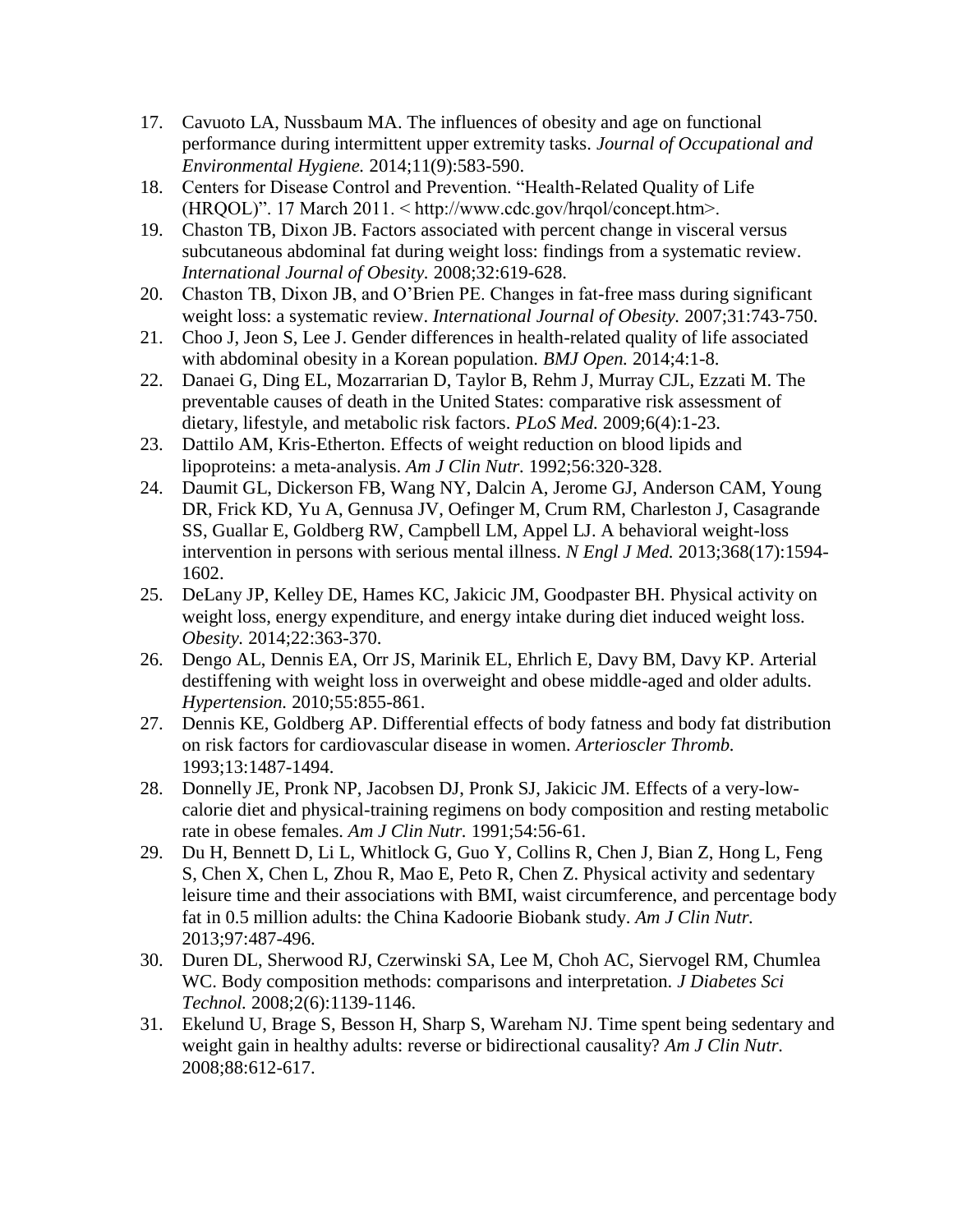17. Cavuoto LA, Nussbaum MA. The influences of obesity and age on functional performance during intermittent upper extremity tasks. *Journal of Occupational and Environmental Hygiene.* 2014;11(9):583-590.
18. Centers for Disease Control and Prevention. "Health-Related Quality of Life (HRQOL)". 17 March 2011. < http://www.cdc.gov/hrqol/concept.htm>.
19. Chaston TB, Dixon JB. Factors associated with percent change in visceral versus subcutaneous abdominal fat during weight loss: findings from a systematic review. *International Journal of Obesity.* 2008;32:619-628.
20. Chaston TB, Dixon JB, and O'Brien PE. Changes in fat-free mass during significant weight loss: a systematic review. *International Journal of Obesity.* 2007;31:743-750.
21. Choo J, Jeon S, Lee J. Gender differences in health-related quality of life associated with abdominal obesity in a Korean population. *BMJ Open.* 2014;4:1-8.
22. Danaei G, Ding EL, Mozarrarian D, Taylor B, Rehm J, Murray CJL, Ezzati M. The preventable causes of death in the United States: comparative risk assessment of dietary, lifestyle, and metabolic risk factors. *PLoS Med.* 2009;6(4):1-23.
23. Dattilo AM, Kris-Etherton. Effects of weight reduction on blood lipids and lipoproteins: a meta-analysis. *Am J Clin Nutr.* 1992;56:320-328.
24. Daumit GL, Dickerson FB, Wang NY, Dalcin A, Jerome GJ, Anderson CAM, Young DR, Frick KD, Yu A, Gennusa JV, Oefinger M, Crum RM, Charleston J, Casagrande SS, Guallar E, Goldberg RW, Campbell LM, Appel LJ. A behavioral weight-loss intervention in persons with serious mental illness. *N Engl J Med.* 2013;368(17):1594-1602.
25. DeLany JP, Kelley DE, Hames KC, Jakicic JM, Goodpaster BH. Physical activity on weight loss, energy expenditure, and energy intake during diet induced weight loss. *Obesity.* 2014;22:363-370.
26. Dengo AL, Dennis EA, Orr JS, Marinik EL, Ehrlich E, Davy BM, Davy KP. Arterial destiffening with weight loss in overweight and obese middle-aged and older adults. *Hypertension.* 2010;55:855-861.
27. Dennis KE, Goldberg AP. Differential effects of body fatness and body fat distribution on risk factors for cardiovascular disease in women. *Arterioscler Thromb.* 1993;13:1487-1494.
28. Donnelly JE, Pronk NP, Jacobsen DJ, Pronk SJ, Jakicic JM. Effects of a very-low-calorie diet and physical-training regimens on body composition and resting metabolic rate in obese females. *Am J Clin Nutr.* 1991;54:56-61.
29. Du H, Bennett D, Li L, Whitlock G, Guo Y, Collins R, Chen J, Bian Z, Hong L, Feng S, Chen X, Chen L, Zhou R, Mao E, Peto R, Chen Z. Physical activity and sedentary leisure time and their associations with BMI, waist circumference, and percentage body fat in 0.5 million adults: the China Kadoorie Biobank study. *Am J Clin Nutr.* 2013;97:487-496.
30. Duren DL, Sherwood RJ, Czerwinski SA, Lee M, Choh AC, Siervogel RM, Chumlea WC. Body composition methods: comparisons and interpretation. *J Diabetes Sci Technol.* 2008;2(6):1139-1146.
31. Ekelund U, Brage S, Besson H, Sharp S, Wareham NJ. Time spent being sedentary and weight gain in healthy adults: reverse or bidirectional causality? *Am J Clin Nutr.* 2008;88:612-617.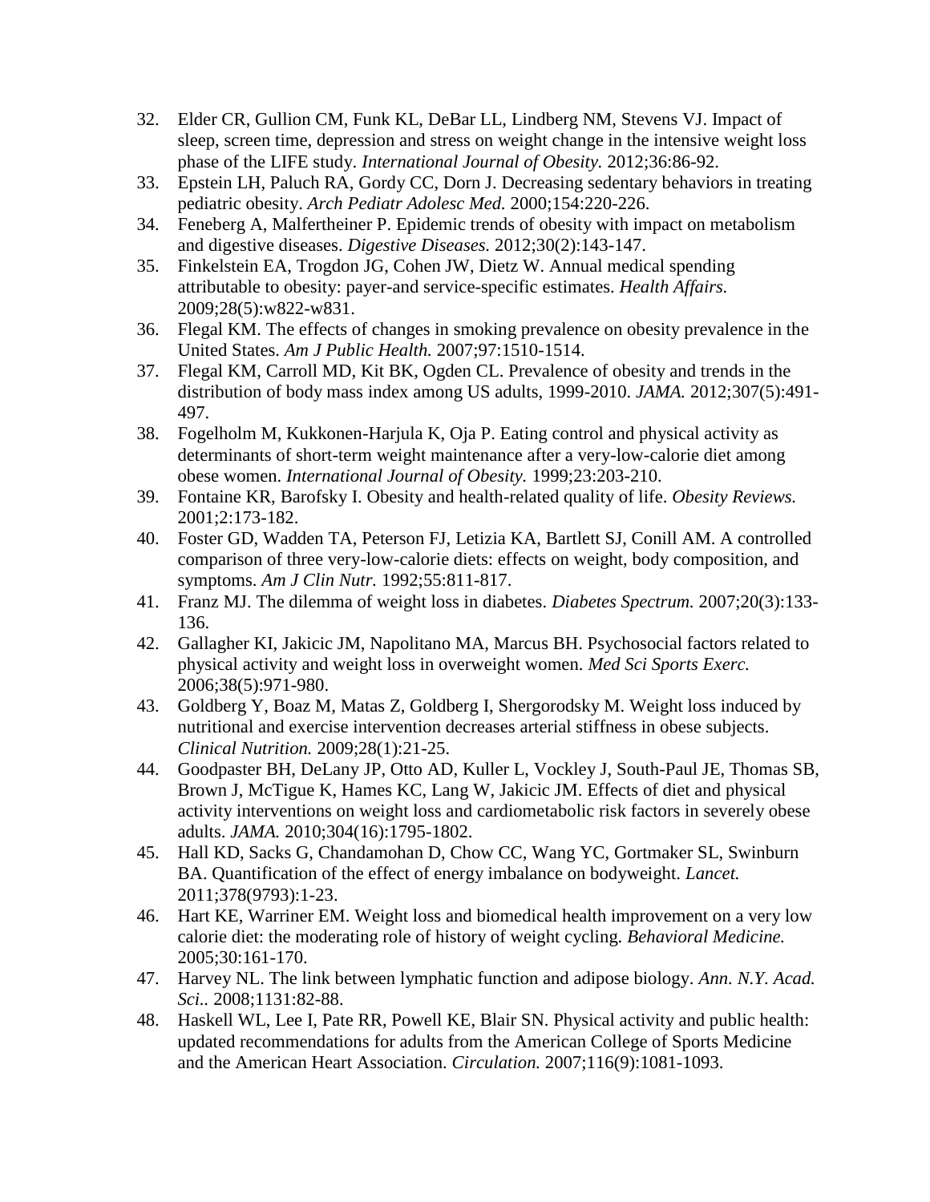32. Elder CR, Gullion CM, Funk KL, DeBar LL, Lindberg NM, Stevens VJ. Impact of sleep, screen time, depression and stress on weight change in the intensive weight loss phase of the LIFE study. *International Journal of Obesity.* 2012;36:86-92.
33. Epstein LH, Paluch RA, Gordy CC, Dorn J. Decreasing sedentary behaviors in treating pediatric obesity. *Arch Pediatr Adolesc Med.* 2000;154:220-226.
34. Feneberg A, Malfertheiner P. Epidemic trends of obesity with impact on metabolism and digestive diseases. *Digestive Diseases.* 2012;30(2):143-147.
35. Finkelstein EA, Trogdon JG, Cohen JW, Dietz W. Annual medical spending attributable to obesity: payer-and service-specific estimates. *Health Affairs.* 2009;28(5):w822-w831.
36. Flegal KM. The effects of changes in smoking prevalence on obesity prevalence in the United States. *Am J Public Health.* 2007;97:1510-1514.
37. Flegal KM, Carroll MD, Kit BK, Ogden CL. Prevalence of obesity and trends in the distribution of body mass index among US adults, 1999-2010. *JAMA.* 2012;307(5):491-497.
38. Fogelholm M, Kukkonen-Harjula K, Oja P. Eating control and physical activity as determinants of short-term weight maintenance after a very-low-calorie diet among obese women. *International Journal of Obesity.* 1999;23:203-210.
39. Fontaine KR, Barofsky I. Obesity and health-related quality of life. *Obesity Reviews.* 2001;2:173-182.
40. Foster GD, Wadden TA, Peterson FJ, Letizia KA, Bartlett SJ, Conill AM. A controlled comparison of three very-low-calorie diets: effects on weight, body composition, and symptoms. *Am J Clin Nutr.* 1992;55:811-817.
41. Franz MJ. The dilemma of weight loss in diabetes. *Diabetes Spectrum.* 2007;20(3):133-136.
42. Gallagher KI, Jakicic JM, Napolitano MA, Marcus BH. Psychosocial factors related to physical activity and weight loss in overweight women. *Med Sci Sports Exerc.* 2006;38(5):971-980.
43. Goldberg Y, Boaz M, Matas Z, Goldberg I, Shergorodsky M. Weight loss induced by nutritional and exercise intervention decreases arterial stiffness in obese subjects. *Clinical Nutrition.* 2009;28(1):21-25.
44. Goodpaster BH, DeLany JP, Otto AD, Kuller L, Vockley J, South-Paul JE, Thomas SB, Brown J, McTigue K, Hames KC, Lang W, Jakicic JM. Effects of diet and physical activity interventions on weight loss and cardiometabolic risk factors in severely obese adults. *JAMA.* 2010;304(16):1795-1802.
45. Hall KD, Sacks G, Chandamohan D, Chow CC, Wang YC, Gortmaker SL, Swinburn BA. Quantification of the effect of energy imbalance on bodyweight. *Lancet.* 2011;378(9793):1-23.
46. Hart KE, Warriner EM. Weight loss and biomedical health improvement on a very low calorie diet: the moderating role of history of weight cycling. *Behavioral Medicine.* 2005;30:161-170.
47. Harvey NL. The link between lymphatic function and adipose biology. *Ann. N.Y. Acad. Sci..* 2008;1131:82-88.
48. Haskell WL, Lee I, Pate RR, Powell KE, Blair SN. Physical activity and public health: updated recommendations for adults from the American College of Sports Medicine and the American Heart Association. *Circulation.* 2007;116(9):1081-1093.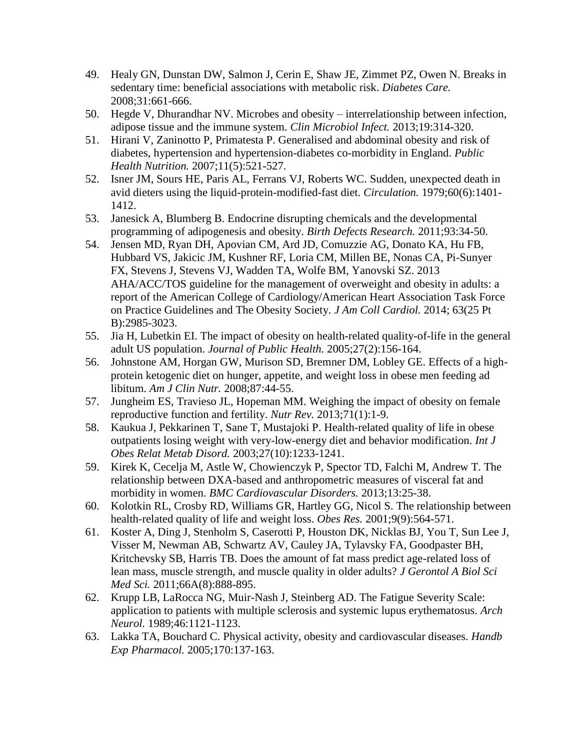49. Healy GN, Dunstan DW, Salmon J, Cerin E, Shaw JE, Zimmet PZ, Owen N. Breaks in sedentary time: beneficial associations with metabolic risk. *Diabetes Care.* 2008;31:661-666.
50. Hegde V, Dhurandhar NV. Microbes and obesity – interrelationship between infection, adipose tissue and the immune system. *Clin Microbiol Infect.* 2013;19:314-320.
51. Hirani V, Zaninotto P, Primatesta P. Generalised and abdominal obesity and risk of diabetes, hypertension and hypertension-diabetes co-morbidity in England. *Public Health Nutrition.* 2007;11(5):521-527.
52. Isner JM, Sours HE, Paris AL, Ferrans VJ, Roberts WC. Sudden, unexpected death in avid dieters using the liquid-protein-modified-fast diet. *Circulation.* 1979;60(6):1401-1412.
53. Janesick A, Blumberg B. Endocrine disrupting chemicals and the developmental programming of adipogenesis and obesity. *Birth Defects Research.* 2011;93:34-50.
54. Jensen MD, Ryan DH, Apovian CM, Ard JD, Comuzzie AG, Donato KA, Hu FB, Hubbard VS, Jakicic JM, Kushner RF, Loria CM, Millen BE, Nonas CA, Pi-Sunyer FX, Stevens J, Stevens VJ, Wadden TA, Wolfe BM, Yanovski SZ. 2013 AHA/ACC/TOS guideline for the management of overweight and obesity in adults: a report of the American College of Cardiology/American Heart Association Task Force on Practice Guidelines and The Obesity Society. *J Am Coll Cardiol.* 2014; 63(25 Pt B):2985-3023.
55. Jia H, Lubetkin EI. The impact of obesity on health-related quality-of-life in the general adult US population. *Journal of Public Health.* 2005;27(2):156-164.
56. Johnstone AM, Horgan GW, Murison SD, Bremner DM, Lobley GE. Effects of a high-protein ketogenic diet on hunger, appetite, and weight loss in obese men feeding ad libitum. *Am J Clin Nutr.* 2008;87:44-55.
57. Jungheim ES, Travieso JL, Hopeman MM. Weighing the impact of obesity on female reproductive function and fertility. *Nutr Rev.* 2013;71(1):1-9.
58. Kaukua J, Pekkarinen T, Sane T, Mustajoki P. Health-related quality of life in obese outpatients losing weight with very-low-energy diet and behavior modification. *Int J Obes Relat Metab Disord.* 2003;27(10):1233-1241.
59. Kirek K, Cecelja M, Astle W, Chowienczyk P, Spector TD, Falchi M, Andrew T. The relationship between DXA-based and anthropometric measures of visceral fat and morbidity in women. *BMC Cardiovascular Disorders.* 2013;13:25-38.
60. Kolotkin RL, Crosby RD, Williams GR, Hartley GG, Nicol S. The relationship between health-related quality of life and weight loss. *Obes Res.* 2001;9(9):564-571.
61. Koster A, Ding J, Stenholm S, Caserotti P, Houston DK, Nicklas BJ, You T, Sun Lee J, Visser M, Newman AB, Schwartz AV, Cauley JA, Tylavsky FA, Goodpaster BH, Kritchevsky SB, Harris TB. Does the amount of fat mass predict age-related loss of lean mass, muscle strength, and muscle quality in older adults? *J Gerontol A Biol Sci Med Sci.* 2011;66A(8):888-895.
62. Krupp LB, LaRocca NG, Muir-Nash J, Steinberg AD. The Fatigue Severity Scale: application to patients with multiple sclerosis and systemic lupus erythematosus. *Arch Neurol.* 1989;46:1121-1123.
63. Lakka TA, Bouchard C. Physical activity, obesity and cardiovascular diseases. *Handb Exp Pharmacol.* 2005;170:137-163.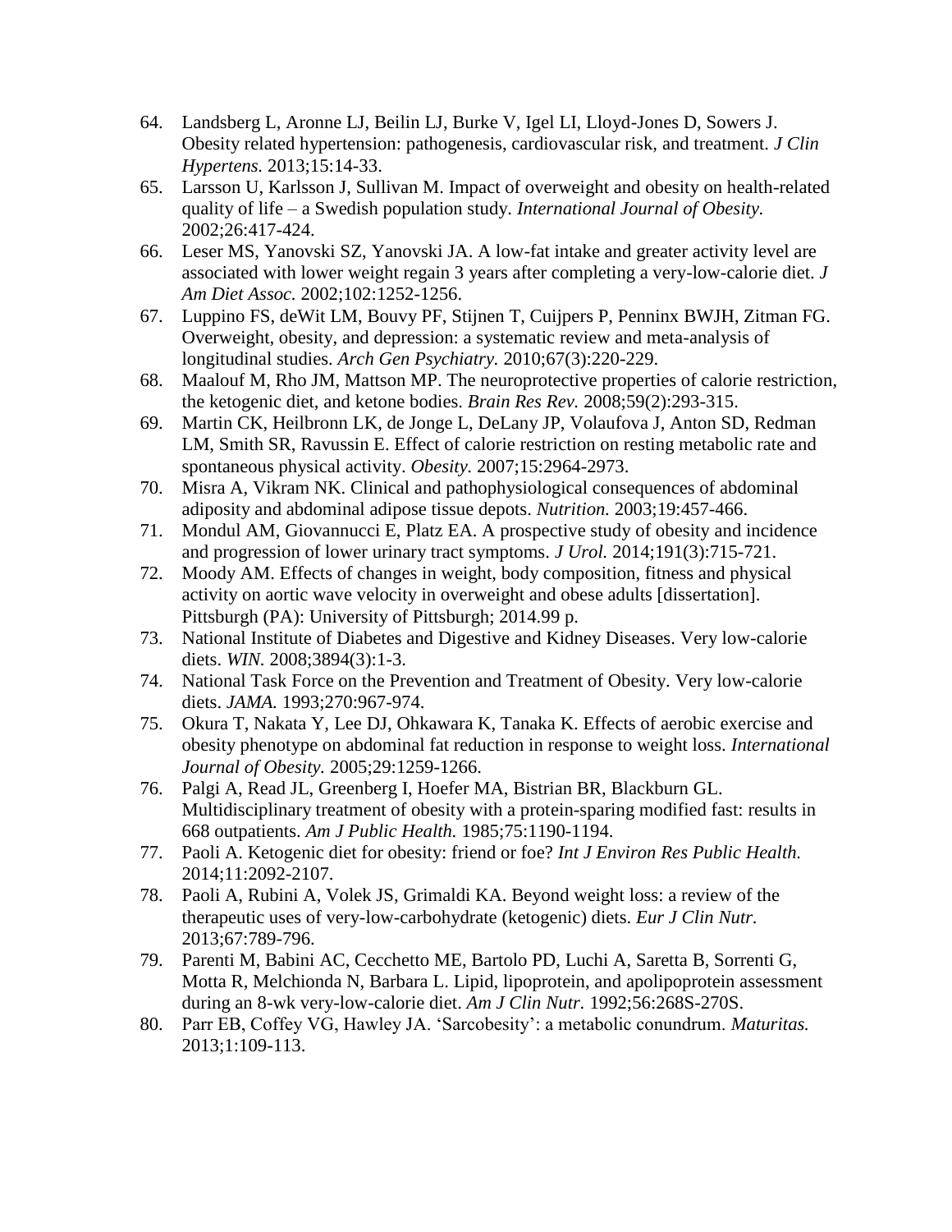64. Landsberg L, Aronne LJ, Beilin LJ, Burke V, Igel LI, Lloyd-Jones D, Sowers J. Obesity related hypertension: pathogenesis, cardiovascular risk, and treatment. *J Clin Hypertens.* 2013;15:14-33.
65. Larsson U, Karlsson J, Sullivan M. Impact of overweight and obesity on health-related quality of life – a Swedish population study. *International Journal of Obesity.* 2002;26:417-424.
66. Leser MS, Yanovski SZ, Yanovski JA. A low-fat intake and greater activity level are associated with lower weight regain 3 years after completing a very-low-calorie diet. *J Am Diet Assoc.* 2002;102:1252-1256.
67. Luppino FS, deWit LM, Bouvy PF, Stijnen T, Cuijpers P, Penninx BWJH, Zitman FG. Overweight, obesity, and depression: a systematic review and meta-analysis of longitudinal studies. *Arch Gen Psychiatry.* 2010;67(3):220-229.
68. Maalouf M, Rho JM, Mattson MP. The neuroprotective properties of calorie restriction, the ketogenic diet, and ketone bodies. *Brain Res Rev.* 2008;59(2):293-315.
69. Martin CK, Heilbronn LK, de Jonge L, DeLany JP, Volaufova J, Anton SD, Redman LM, Smith SR, Ravussin E. Effect of calorie restriction on resting metabolic rate and spontaneous physical activity. *Obesity.* 2007;15:2964-2973.
70. Misra A, Vikram NK. Clinical and pathophysiological consequences of abdominal adiposity and abdominal adipose tissue depots. *Nutrition.* 2003;19:457-466.
71. Mondul AM, Giovannucci E, Platz EA. A prospective study of obesity and incidence and progression of lower urinary tract symptoms. *J Urol.* 2014;191(3):715-721.
72. Moody AM. Effects of changes in weight, body composition, fitness and physical activity on aortic wave velocity in overweight and obese adults [dissertation]. Pittsburgh (PA): University of Pittsburgh; 2014.99 p.
73. National Institute of Diabetes and Digestive and Kidney Diseases. Very low-calorie diets. *WIN.* 2008;3894(3):1-3.
74. National Task Force on the Prevention and Treatment of Obesity. Very low-calorie diets. *JAMA.* 1993;270:967-974.
75. Okura T, Nakata Y, Lee DJ, Ohkawara K, Tanaka K. Effects of aerobic exercise and obesity phenotype on abdominal fat reduction in response to weight loss. *International Journal of Obesity.* 2005;29:1259-1266.
76. Palgi A, Read JL, Greenberg I, Hoefer MA, Bistrian BR, Blackburn GL. Multidisciplinary treatment of obesity with a protein-sparing modified fast: results in 668 outpatients. *Am J Public Health.* 1985;75:1190-1194.
77. Paoli A. Ketogenic diet for obesity: friend or foe? *Int J Environ Res Public Health.* 2014;11:2092-2107.
78. Paoli A, Rubini A, Volek JS, Grimaldi KA. Beyond weight loss: a review of the therapeutic uses of very-low-carbohydrate (ketogenic) diets. *Eur J Clin Nutr.* 2013;67:789-796.
79. Parenti M, Babini AC, Cecchetto ME, Bartolo PD, Luchi A, Saretta B, Sorrenti G, Motta R, Melchionda N, Barbara L. Lipid, lipoprotein, and apolipoprotein assessment during an 8-wk very-low-calorie diet. *Am J Clin Nutr.* 1992;56:268S-270S.
80. Parr EB, Coffey VG, Hawley JA. 'Sarcobesity': a metabolic conundrum. *Maturitas.* 2013;1:109-113.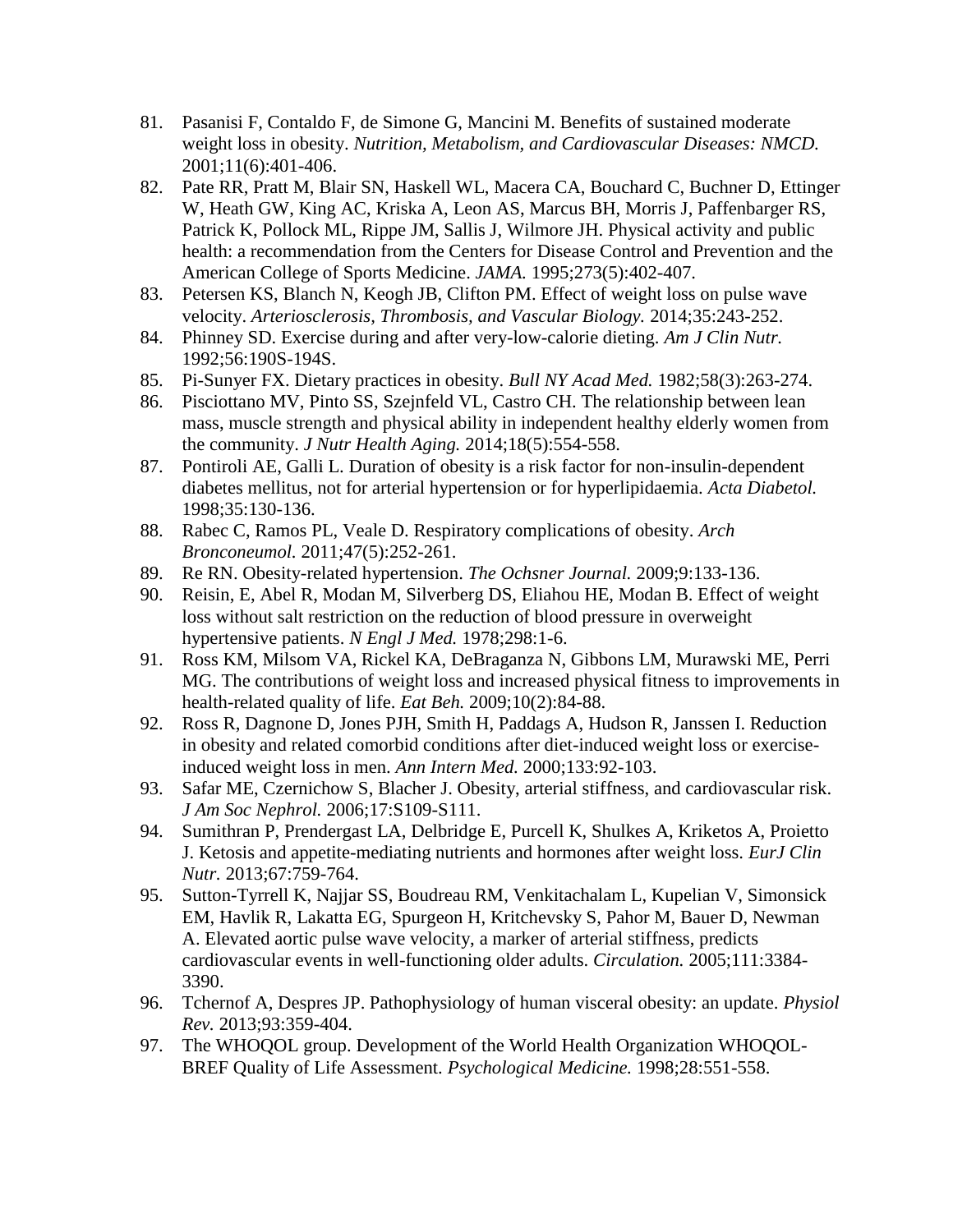81. Pasanisi F, Contaldo F, de Simone G, Mancini M. Benefits of sustained moderate weight loss in obesity. *Nutrition, Metabolism, and Cardiovascular Diseases: NMCD.* 2001;11(6):401-406.
82. Pate RR, Pratt M, Blair SN, Haskell WL, Macera CA, Bouchard C, Buchner D, Ettinger W, Heath GW, King AC, Kriska A, Leon AS, Marcus BH, Morris J, Paffenbarger RS, Patrick K, Pollock ML, Rippe JM, Sallis J, Wilmore JH. Physical activity and public health: a recommendation from the Centers for Disease Control and Prevention and the American College of Sports Medicine. *JAMA.* 1995;273(5):402-407.
83. Petersen KS, Blanch N, Keogh JB, Clifton PM. Effect of weight loss on pulse wave velocity. *Arteriosclerosis, Thrombosis, and Vascular Biology.* 2014;35:243-252.
84. Phinney SD. Exercise during and after very-low-calorie dieting. *Am J Clin Nutr.* 1992;56:190S-194S.
85. Pi-Sunyer FX. Dietary practices in obesity. *Bull NY Acad Med.* 1982;58(3):263-274.
86. Pisciottano MV, Pinto SS, Szejnfeld VL, Castro CH. The relationship between lean mass, muscle strength and physical ability in independent healthy elderly women from the community. *J Nutr Health Aging.* 2014;18(5):554-558.
87. Pontiroli AE, Galli L. Duration of obesity is a risk factor for non-insulin-dependent diabetes mellitus, not for arterial hypertension or for hyperlipidaemia. *Acta Diabetol.* 1998;35:130-136.
88. Rabec C, Ramos PL, Veale D. Respiratory complications of obesity. *Arch Bronconeumol.* 2011;47(5):252-261.
89. Re RN. Obesity-related hypertension. *The Ochsner Journal.* 2009;9:133-136.
90. Reisin, E, Abel R, Modan M, Silverberg DS, Eliahou HE, Modan B. Effect of weight loss without salt restriction on the reduction of blood pressure in overweight hypertensive patients. *N Engl J Med.* 1978;298:1-6.
91. Ross KM, Milsom VA, Rickel KA, DeBraganza N, Gibbons LM, Murawski ME, Perri MG. The contributions of weight loss and increased physical fitness to improvements in health-related quality of life. *Eat Beh.* 2009;10(2):84-88.
92. Ross R, Dagnone D, Jones PJH, Smith H, Paddags A, Hudson R, Janssen I. Reduction in obesity and related comorbid conditions after diet-induced weight loss or exercise-induced weight loss in men. *Ann Intern Med.* 2000;133:92-103.
93. Safar ME, Czernichow S, Blacher J. Obesity, arterial stiffness, and cardiovascular risk. *J Am Soc Nephrol.* 2006;17:S109-S111.
94. Sumithran P, Prendergast LA, Delbridge E, Purcell K, Shulkes A, Kriketos A, Proietto J. Ketosis and appetite-mediating nutrients and hormones after weight loss. *EurJ Clin Nutr.* 2013;67:759-764.
95. Sutton-Tyrrell K, Najjar SS, Boudreau RM, Venkitachalam L, Kupelian V, Simonsick EM, Havlik R, Lakatta EG, Spurgeon H, Kritchevsky S, Pahor M, Bauer D, Newman A. Elevated aortic pulse wave velocity, a marker of arterial stiffness, predicts cardiovascular events in well-functioning older adults. *Circulation.* 2005;111:3384-3390.
96. Tchernof A, Despres JP. Pathophysiology of human visceral obesity: an update. *Physiol Rev.* 2013;93:359-404.
97. The WHOQOL group. Development of the World Health Organization WHOQOL-BREF Quality of Life Assessment. *Psychological Medicine.* 1998;28:551-558.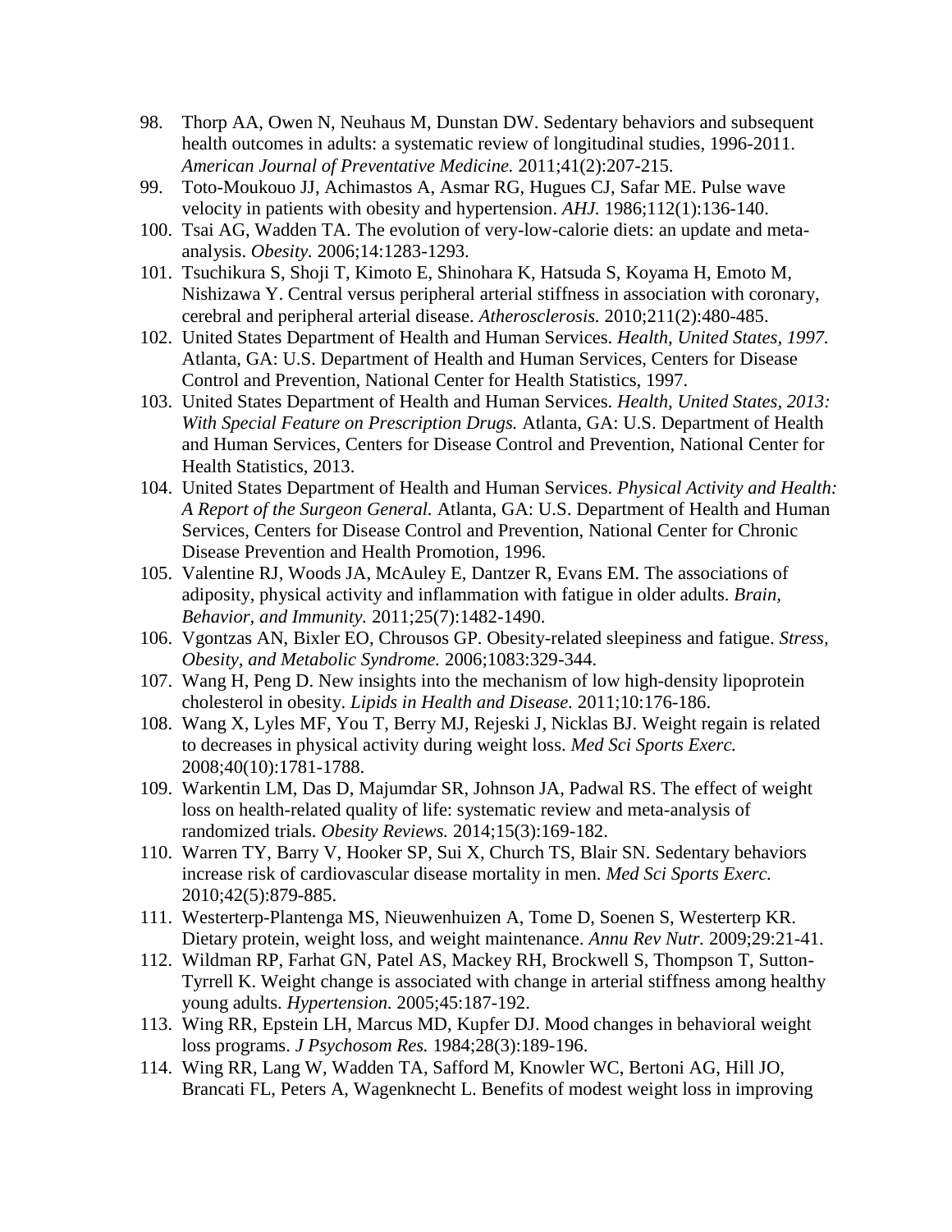98. Thorp AA, Owen N, Neuhaus M, Dunstan DW. Sedentary behaviors and subsequent health outcomes in adults: a systematic review of longitudinal studies, 1996-2011. *American Journal of Preventative Medicine.* 2011;41(2):207-215.
99. Toto-Moukouo JJ, Achimastos A, Asmar RG, Hugues CJ, Safar ME. Pulse wave velocity in patients with obesity and hypertension. *AHJ.* 1986;112(1):136-140.
100. Tsai AG, Wadden TA. The evolution of very-low-calorie diets: an update and meta-analysis. *Obesity.* 2006;14:1283-1293.
101. Tsuchikura S, Shoji T, Kimoto E, Shinohara K, Hatsuda S, Koyama H, Emoto M, Nishizawa Y. Central versus peripheral arterial stiffness in association with coronary, cerebral and peripheral arterial disease. *Atherosclerosis.* 2010;211(2):480-485.
102. United States Department of Health and Human Services. *Health, United States, 1997.* Atlanta, GA: U.S. Department of Health and Human Services, Centers for Disease Control and Prevention, National Center for Health Statistics, 1997.
103. United States Department of Health and Human Services. *Health, United States, 2013: With Special Feature on Prescription Drugs.* Atlanta, GA: U.S. Department of Health and Human Services, Centers for Disease Control and Prevention, National Center for Health Statistics, 2013.
104. United States Department of Health and Human Services. *Physical Activity and Health: A Report of the Surgeon General.* Atlanta, GA: U.S. Department of Health and Human Services, Centers for Disease Control and Prevention, National Center for Chronic Disease Prevention and Health Promotion, 1996.
105. Valentine RJ, Woods JA, McAuley E, Dantzer R, Evans EM. The associations of adiposity, physical activity and inflammation with fatigue in older adults. *Brain, Behavior, and Immunity.* 2011;25(7):1482-1490.
106. Vgontzas AN, Bixler EO, Chrousos GP. Obesity-related sleepiness and fatigue. *Stress, Obesity, and Metabolic Syndrome.* 2006;1083:329-344.
107. Wang H, Peng D. New insights into the mechanism of low high-density lipoprotein cholesterol in obesity. *Lipids in Health and Disease.* 2011;10:176-186.
108. Wang X, Lyles MF, You T, Berry MJ, Rejeski J, Nicklas BJ. Weight regain is related to decreases in physical activity during weight loss. *Med Sci Sports Exerc.* 2008;40(10):1781-1788.
109. Warkentin LM, Das D, Majumdar SR, Johnson JA, Padwal RS. The effect of weight loss on health-related quality of life: systematic review and meta-analysis of randomized trials. *Obesity Reviews.* 2014;15(3):169-182.
110. Warren TY, Barry V, Hooker SP, Sui X, Church TS, Blair SN. Sedentary behaviors increase risk of cardiovascular disease mortality in men. *Med Sci Sports Exerc.* 2010;42(5):879-885.
111. Westerterp-Plantenga MS, Nieuwenhuizen A, Tome D, Soenen S, Westerterp KR. Dietary protein, weight loss, and weight maintenance. *Annu Rev Nutr.* 2009;29:21-41.
112. Wildman RP, Farhat GN, Patel AS, Mackey RH, Brockwell S, Thompson T, Sutton-Tyrrell K. Weight change is associated with change in arterial stiffness among healthy young adults. *Hypertension.* 2005;45:187-192.
113. Wing RR, Epstein LH, Marcus MD, Kupfer DJ. Mood changes in behavioral weight loss programs. *J Psychosom Res.* 1984;28(3):189-196.
114. Wing RR, Lang W, Wadden TA, Safford M, Knowler WC, Bertoni AG, Hill JO, Brancati FL, Peters A, Wagenknecht L. Benefits of modest weight loss in improving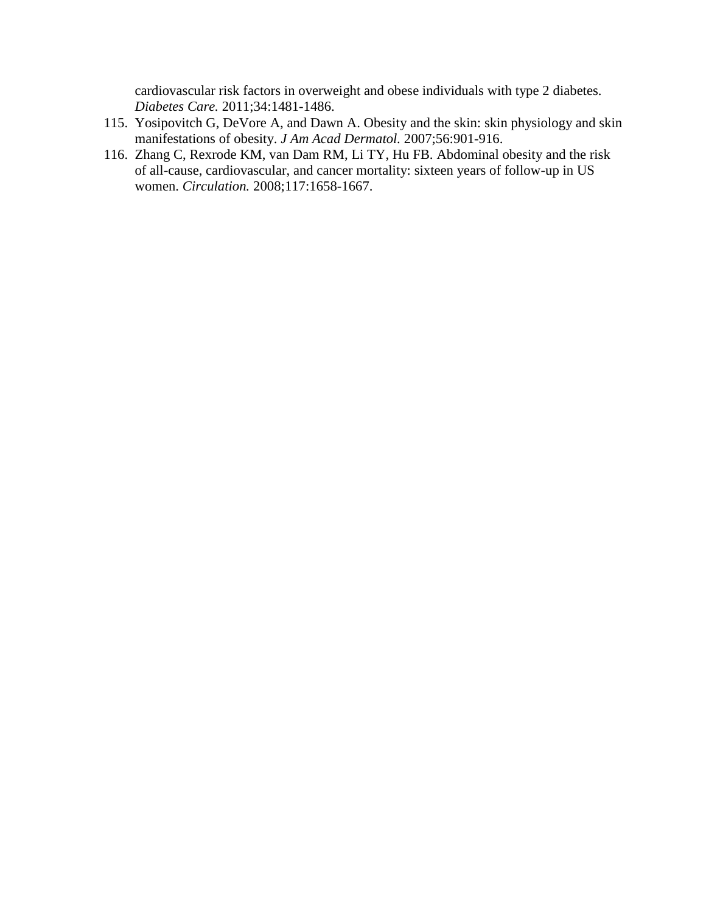cardiovascular risk factors in overweight and obese individuals with type 2 diabetes. *Diabetes Care.* 2011;34:1481-1486.

115. Yosipovitch G, DeVore A, and Dawn A. Obesity and the skin: skin physiology and skin manifestations of obesity. *J Am Acad Dermatol.* 2007;56:901-916.
116. Zhang C, Rexrode KM, van Dam RM, Li TY, Hu FB. Abdominal obesity and the risk of all-cause, cardiovascular, and cancer mortality: sixteen years of follow-up in US women. *Circulation.* 2008;117:1658-1667.